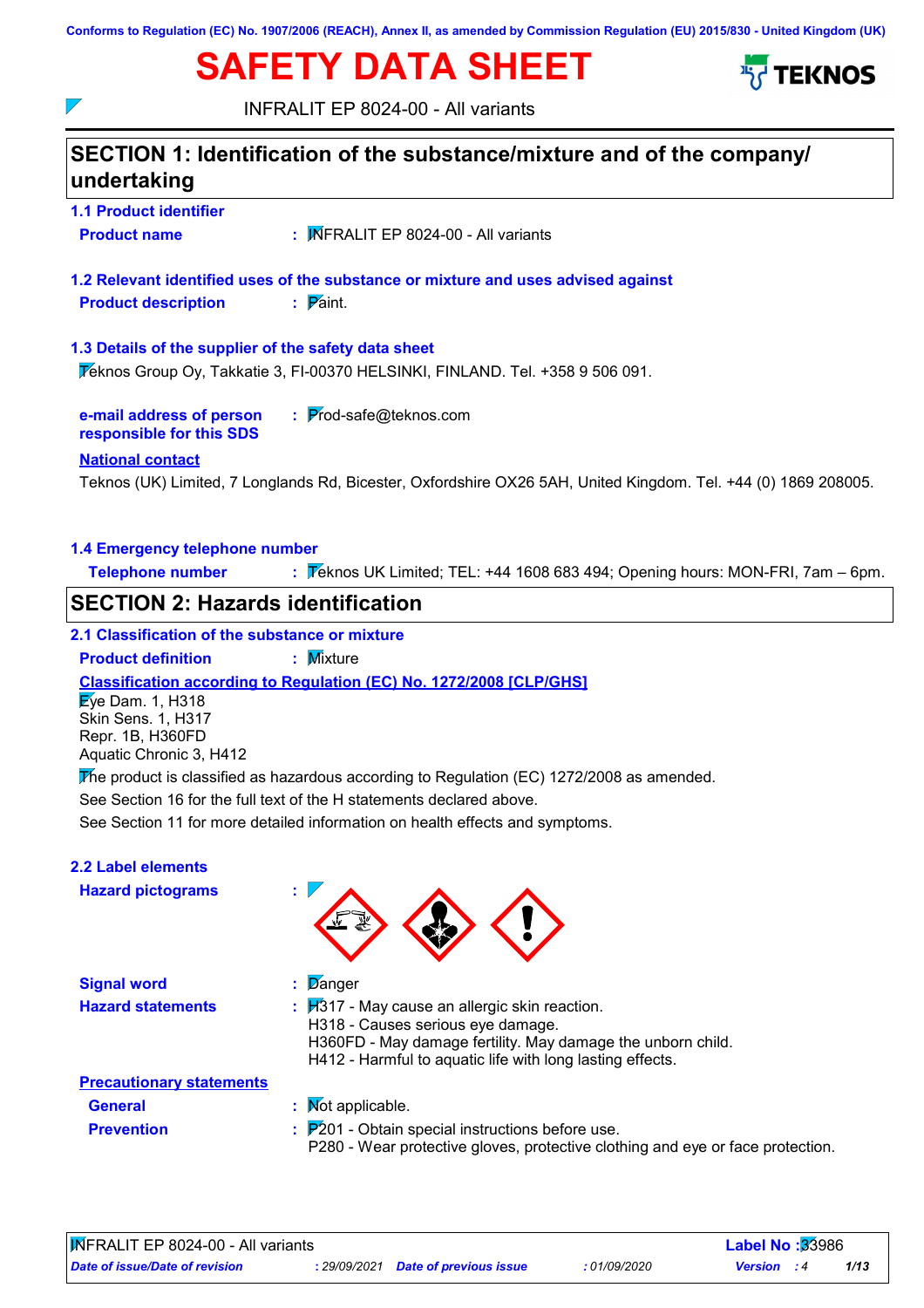Conforms to Regulation (EC) No. 1907/2006 (REACH), Annex II, as amended by Commission Regulation (EU) 2015/830 - United Kingdom (UK)

# SAFETY DATA SHEET

INFRALIT EP 8024-00 - All variants

## SECTION 1: Identification of the substance/mixture and of the company/undertaking

### 1.1 Product identifier

**Product name** : INFRALIT EP 8024-00 - All variants

### 1.2 Relevant identified uses of the substance or mixture and uses advised against

**Product description** : Paint.

### 1.3 Details of the supplier of the safety data sheet

Teknos Group Oy, Takkatie 3, FI-00370 HELSINKI, FINLAND. Tel. +358 9 506 091.

**e-mail address of person responsible for this SDS** : Prod-safe@teknos.com

**National contact**

Teknos (UK) Limited, 7 Longlands Rd, Bicester, Oxfordshire OX26 5AH, United Kingdom. Tel. +44 (0) 1869 208005.

### 1.4 Emergency telephone number

**Telephone number** : Teknos UK Limited; TEL: +44 1608 683 494; Opening hours: MON-FRI, 7am – 6pm.

## SECTION 2: Hazards identification

### 2.1 Classification of the substance or mixture

**Product definition** : Mixture

**Classification according to Regulation (EC) No. 1272/2008 [CLP/GHS]**

Eye Dam. 1, H318
Skin Sens. 1, H317
Repr. 1B, H360FD
Aquatic Chronic 3, H412

The product is classified as hazardous according to Regulation (EC) 1272/2008 as amended.

See Section 16 for the full text of the H statements declared above.

See Section 11 for more detailed information on health effects and symptoms.

### 2.2 Label elements

**Hazard pictograms** :

**Signal word** : Danger

**Hazard statements** : H317 - May cause an allergic skin reaction.
H318 - Causes serious eye damage.
H360FD - May damage fertility. May damage the unborn child.
H412 - Harmful to aquatic life with long lasting effects.

**Precautionary statements**

**General** : Not applicable.

**Prevention** : P201 - Obtain special instructions before use.
P280 - Wear protective gloves, protective clothing and eye or face protection.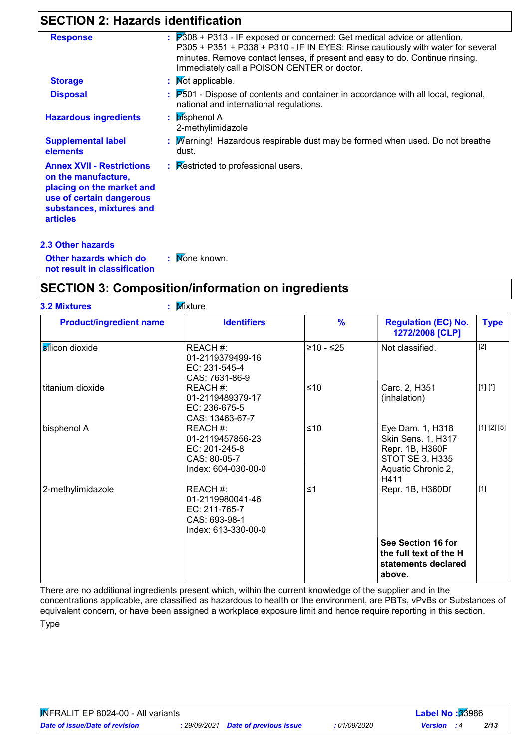## SECTION 2: Hazards identification

**Response** : P308 + P313 - IF exposed or concerned: Get medical advice or attention. P305 + P351 + P338 + P310 - IF IN EYES: Rinse cautiously with water for several minutes. Remove contact lenses, if present and easy to do. Continue rinsing. Immediately call a POISON CENTER or doctor.

**Storage** : Not applicable.

**Disposal** : P501 - Dispose of contents and container in accordance with all local, regional, national and international regulations.

**Hazardous ingredients** : bisphenol A
2-methylimidazole

**Supplemental label elements** : Warning! Hazardous respirable dust may be formed when used. Do not breathe dust.

**Annex XVII - Restrictions on the manufacture, placing on the market and use of certain dangerous substances, mixtures and articles** : Restricted to professional users.

### 2.3 Other hazards

**Other hazards which do not result in classification** : None known.

## SECTION 3: Composition/information on ingredients

**3.2 Mixtures** : Mixture

| Product/ingredient name | Identifiers | % | Regulation (EC) No. 1272/2008 [CLP] | Type |
|---|---|---|---|---|
| silicon dioxide | REACH #: 01-2119379499-16<br>EC: 231-545-4<br>CAS: 7631-86-9 | ≥10 - ≤25 | Not classified. | [2] |
| titanium dioxide | REACH #: 01-2119489379-17<br>EC: 236-675-5<br>CAS: 13463-67-7 | ≤10 | Carc. 2, H351 (inhalation) | [1] [*] |
| bisphenol A | REACH #: 01-2119457856-23<br>EC: 201-245-8<br>CAS: 80-05-7<br>Index: 604-030-00-0 | ≤10 | Eye Dam. 1, H318<br>Skin Sens. 1, H317<br>Repr. 1B, H360F<br>STOT SE 3, H335<br>Aquatic Chronic 2, H411 | [1] [2] [5] |
| 2-methylimidazole | REACH #: 01-2119980041-46<br>EC: 211-765-7<br>CAS: 693-98-1<br>Index: 613-330-00-0 | ≤1 | Repr. 1B, H360Df | [1] |
| | | | **See Section 16 for the full text of the H statements declared above.** | |

There are no additional ingredients present which, within the current knowledge of the supplier and in the concentrations applicable, are classified as hazardous to health or the environment, are PBTs, vPvBs or Substances of equivalent concern, or have been assigned a workplace exposure limit and hence require reporting in this section.

Type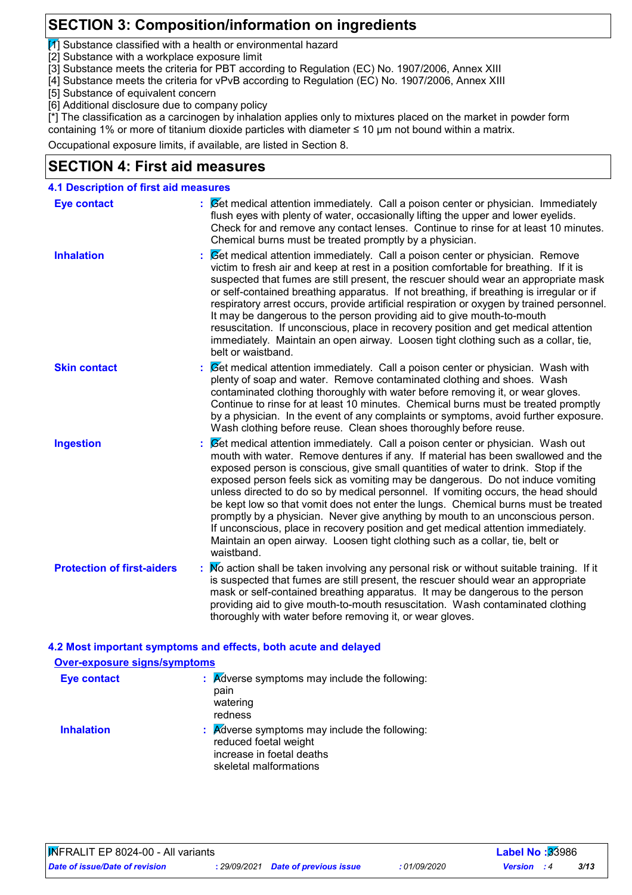## SECTION 3: Composition/information on ingredients

[1] Substance classified with a health or environmental hazard
[2] Substance with a workplace exposure limit
[3] Substance meets the criteria for PBT according to Regulation (EC) No. 1907/2006, Annex XIII
[4] Substance meets the criteria for vPvB according to Regulation (EC) No. 1907/2006, Annex XIII
[5] Substance of equivalent concern
[6] Additional disclosure due to company policy
[*] The classification as a carcinogen by inhalation applies only to mixtures placed on the market in powder form containing 1% or more of titanium dioxide particles with diameter ≤ 10 µm not bound within a matrix.

Occupational exposure limits, if available, are listed in Section 8.

## SECTION 4: First aid measures

### 4.1 Description of first aid measures

**Eye contact** : Get medical attention immediately. Call a poison center or physician. Immediately flush eyes with plenty of water, occasionally lifting the upper and lower eyelids. Check for and remove any contact lenses. Continue to rinse for at least 10 minutes. Chemical burns must be treated promptly by a physician.

**Inhalation** : Get medical attention immediately. Call a poison center or physician. Remove victim to fresh air and keep at rest in a position comfortable for breathing. If it is suspected that fumes are still present, the rescuer should wear an appropriate mask or self-contained breathing apparatus. If not breathing, if breathing is irregular or if respiratory arrest occurs, provide artificial respiration or oxygen by trained personnel. It may be dangerous to the person providing aid to give mouth-to-mouth resuscitation. If unconscious, place in recovery position and get medical attention immediately. Maintain an open airway. Loosen tight clothing such as a collar, tie, belt or waistband.

**Skin contact** : Get medical attention immediately. Call a poison center or physician. Wash with plenty of soap and water. Remove contaminated clothing and shoes. Wash contaminated clothing thoroughly with water before removing it, or wear gloves. Continue to rinse for at least 10 minutes. Chemical burns must be treated promptly by a physician. In the event of any complaints or symptoms, avoid further exposure. Wash clothing before reuse. Clean shoes thoroughly before reuse.

**Ingestion** : Get medical attention immediately. Call a poison center or physician. Wash out mouth with water. Remove dentures if any. If material has been swallowed and the exposed person is conscious, give small quantities of water to drink. Stop if the exposed person feels sick as vomiting may be dangerous. Do not induce vomiting unless directed to do so by medical personnel. If vomiting occurs, the head should be kept low so that vomit does not enter the lungs. Chemical burns must be treated promptly by a physician. Never give anything by mouth to an unconscious person. If unconscious, place in recovery position and get medical attention immediately. Maintain an open airway. Loosen tight clothing such as a collar, tie, belt or waistband.

**Protection of first-aiders** : No action shall be taken involving any personal risk or without suitable training. If it is suspected that fumes are still present, the rescuer should wear an appropriate mask or self-contained breathing apparatus. It may be dangerous to the person providing aid to give mouth-to-mouth resuscitation. Wash contaminated clothing thoroughly with water before removing it, or wear gloves.

### 4.2 Most important symptoms and effects, both acute and delayed

**Over-exposure signs/symptoms**

**Eye contact** : Adverse symptoms may include the following:
pain
watering
redness

**Inhalation** : Adverse symptoms may include the following:
reduced foetal weight
increase in foetal deaths
skeletal malformations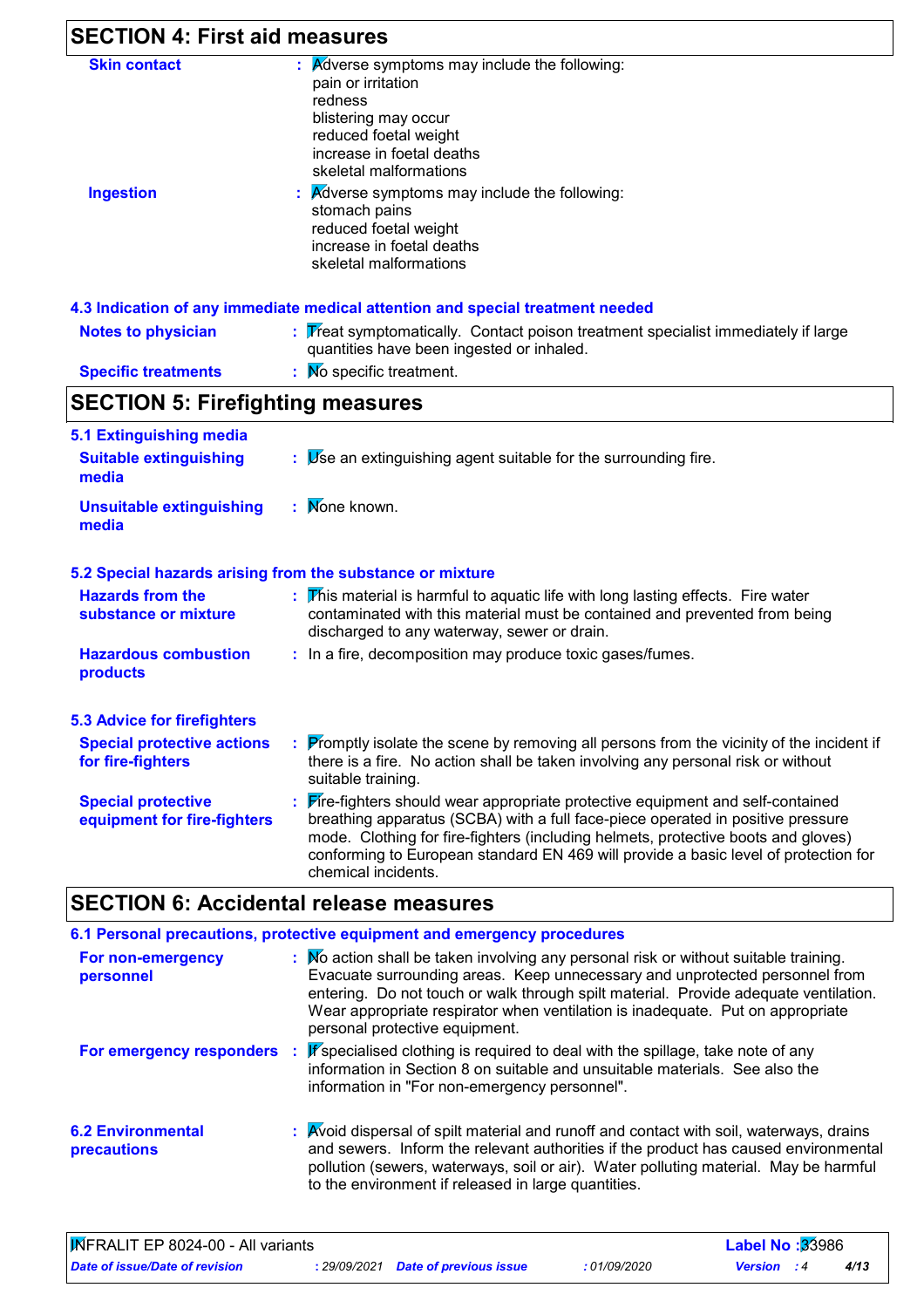## SECTION 4: First aid measures

| | |
|---|---|
| **Skin contact** | Adverse symptoms may include the following:<br>pain or irritation<br>redness<br>blistering may occur<br>reduced foetal weight<br>increase in foetal deaths<br>skeletal malformations |
| **Ingestion** | Adverse symptoms may include the following:<br>stomach pains<br>reduced foetal weight<br>increase in foetal deaths<br>skeletal malformations |

### 4.3 Indication of any immediate medical attention and special treatment needed

| | |
|---|---|
| **Notes to physician** | Treat symptomatically. Contact poison treatment specialist immediately if large quantities have been ingested or inhaled. |
| **Specific treatments** | No specific treatment. |

## SECTION 5: Firefighting measures

### 5.1 Extinguishing media

| | |
|---|---|
| **Suitable extinguishing media** | Use an extinguishing agent suitable for the surrounding fire. |
| **Unsuitable extinguishing media** | None known. |

### 5.2 Special hazards arising from the substance or mixture

| | |
|---|---|
| **Hazards from the substance or mixture** | This material is harmful to aquatic life with long lasting effects. Fire water contaminated with this material must be contained and prevented from being discharged to any waterway, sewer or drain. |
| **Hazardous combustion products** | In a fire, decomposition may produce toxic gases/fumes. |

### 5.3 Advice for firefighters

| | |
|---|---|
| **Special protective actions for fire-fighters** | Promptly isolate the scene by removing all persons from the vicinity of the incident if there is a fire. No action shall be taken involving any personal risk or without suitable training. |
| **Special protective equipment for fire-fighters** | Fire-fighters should wear appropriate protective equipment and self-contained breathing apparatus (SCBA) with a full face-piece operated in positive pressure mode. Clothing for fire-fighters (including helmets, protective boots and gloves) conforming to European standard EN 469 will provide a basic level of protection for chemical incidents. |

## SECTION 6: Accidental release measures

### 6.1 Personal precautions, protective equipment and emergency procedures

| | |
|---|---|
| **For non-emergency personnel** | No action shall be taken involving any personal risk or without suitable training. Evacuate surrounding areas. Keep unnecessary and unprotected personnel from entering. Do not touch or walk through spilt material. Provide adequate ventilation. Wear appropriate respirator when ventilation is inadequate. Put on appropriate personal protective equipment. |
| **For emergency responders** | If specialised clothing is required to deal with the spillage, take note of any information in Section 8 on suitable and unsuitable materials. See also the information in "For non-emergency personnel". |

| | |
|---|---|
| **6.2 Environmental precautions** | Avoid dispersal of spilt material and runoff and contact with soil, waterways, drains and sewers. Inform the relevant authorities if the product has caused environmental pollution (sewers, waterways, soil or air). Water polluting material. May be harmful to the environment if released in large quantities. |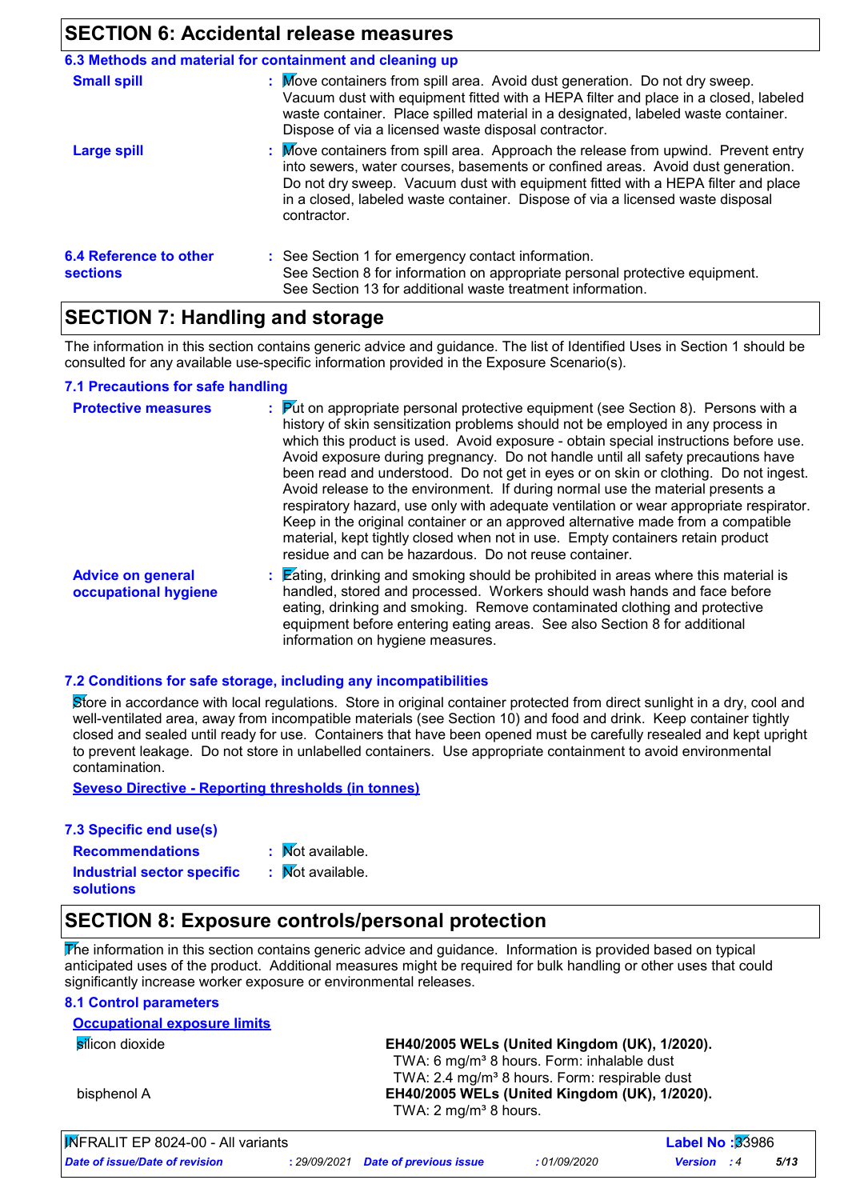## SECTION 6: Accidental release measures

### 6.3 Methods and material for containment and cleaning up

**Small spill** : Move containers from spill area. Avoid dust generation. Do not dry sweep. Vacuum dust with equipment fitted with a HEPA filter and place in a closed, labeled waste container. Place spilled material in a designated, labeled waste container. Dispose of via a licensed waste disposal contractor.

**Large spill** : Move containers from spill area. Approach the release from upwind. Prevent entry into sewers, water courses, basements or confined areas. Avoid dust generation. Do not dry sweep. Vacuum dust with equipment fitted with a HEPA filter and place in a closed, labeled waste container. Dispose of via a licensed waste disposal contractor.

### 6.4 Reference to other sections

: See Section 1 for emergency contact information.
See Section 8 for information on appropriate personal protective equipment.
See Section 13 for additional waste treatment information.

## SECTION 7: Handling and storage

The information in this section contains generic advice and guidance. The list of Identified Uses in Section 1 should be consulted for any available use-specific information provided in the Exposure Scenario(s).

### 7.1 Precautions for safe handling

**Protective measures** : Put on appropriate personal protective equipment (see Section 8). Persons with a history of skin sensitization problems should not be employed in any process in which this product is used. Avoid exposure - obtain special instructions before use. Avoid exposure during pregnancy. Do not handle until all safety precautions have been read and understood. Do not get in eyes or on skin or clothing. Do not ingest. Avoid release to the environment. If during normal use the material presents a respiratory hazard, use only with adequate ventilation or wear appropriate respirator. Keep in the original container or an approved alternative made from a compatible material, kept tightly closed when not in use. Empty containers retain product residue and can be hazardous. Do not reuse container.

**Advice on general occupational hygiene** : Eating, drinking and smoking should be prohibited in areas where this material is handled, stored and processed. Workers should wash hands and face before eating, drinking and smoking. Remove contaminated clothing and protective equipment before entering eating areas. See also Section 8 for additional information on hygiene measures.

### 7.2 Conditions for safe storage, including any incompatibilities

Store in accordance with local regulations. Store in original container protected from direct sunlight in a dry, cool and well-ventilated area, away from incompatible materials (see Section 10) and food and drink. Keep container tightly closed and sealed until ready for use. Containers that have been opened must be carefully resealed and kept upright to prevent leakage. Do not store in unlabelled containers. Use appropriate containment to avoid environmental contamination.

**Seveso Directive - Reporting thresholds (in tonnes)**

### 7.3 Specific end use(s)

**Recommendations** : Not available.

**Industrial sector specific solutions** : Not available.

## SECTION 8: Exposure controls/personal protection

The information in this section contains generic advice and guidance. Information is provided based on typical anticipated uses of the product. Additional measures might be required for bulk handling or other uses that could significantly increase worker exposure or environmental releases.

### 8.1 Control parameters

**Occupational exposure limits**

| Product/ingredient name | Exposure limit values |
|---|---|
| silicon dioxide | **EH40/2005 WELs (United Kingdom (UK), 1/2020).**<br>TWA: 6 mg/m³ 8 hours. Form: inhalable dust<br>TWA: 2.4 mg/m³ 8 hours. Form: respirable dust |
| bisphenol A | **EH40/2005 WELs (United Kingdom (UK), 1/2020).**<br>TWA: 2 mg/m³ 8 hours. |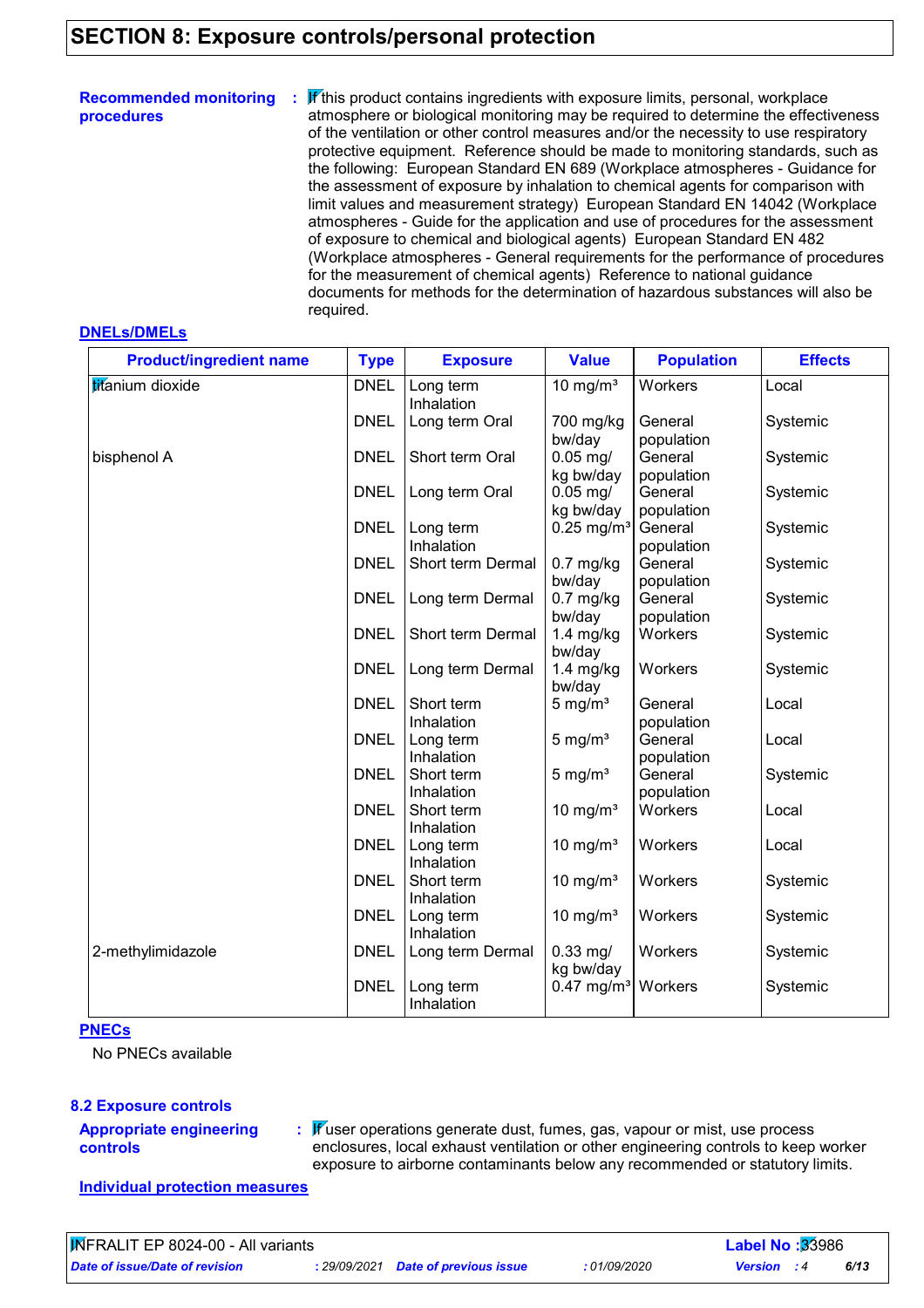# SECTION 8: Exposure controls/personal protection

**Recommended monitoring procedures** : If this product contains ingredients with exposure limits, personal, workplace atmosphere or biological monitoring may be required to determine the effectiveness of the ventilation or other control measures and/or the necessity to use respiratory protective equipment. Reference should be made to monitoring standards, such as the following: European Standard EN 689 (Workplace atmospheres - Guidance for the assessment of exposure by inhalation to chemical agents for comparison with limit values and measurement strategy) European Standard EN 14042 (Workplace atmospheres - Guide for the application and use of procedures for the assessment of exposure to chemical and biological agents) European Standard EN 482 (Workplace atmospheres - General requirements for the performance of procedures for the measurement of chemical agents) Reference to national guidance documents for methods for the determination of hazardous substances will also be required.

**DNELs/DMELs**

| Product/ingredient name | Type | Exposure | Value | Population | Effects |
|---|---|---|---|---|---|
| titanium dioxide | DNEL | Long term Inhalation | 10 mg/m³ | Workers | Local |
| | DNEL | Long term Oral | 700 mg/kg bw/day | General population | Systemic |
| bisphenol A | DNEL | Short term Oral | 0.05 mg/kg bw/day | General population | Systemic |
| | DNEL | Long term Oral | 0.05 mg/kg bw/day | General population | Systemic |
| | DNEL | Long term Inhalation | 0.25 mg/m³ | General population | Systemic |
| | DNEL | Short term Dermal | 0.7 mg/kg bw/day | General population | Systemic |
| | DNEL | Long term Dermal | 0.7 mg/kg bw/day | General population | Systemic |
| | DNEL | Short term Dermal | 1.4 mg/kg bw/day | Workers | Systemic |
| | DNEL | Long term Dermal | 1.4 mg/kg bw/day | Workers | Systemic |
| | DNEL | Short term Inhalation | 5 mg/m³ | General population | Local |
| | DNEL | Long term Inhalation | 5 mg/m³ | General population | Local |
| | DNEL | Short term Inhalation | 5 mg/m³ | General population | Systemic |
| | DNEL | Short term Inhalation | 10 mg/m³ | Workers | Local |
| | DNEL | Long term Inhalation | 10 mg/m³ | Workers | Local |
| | DNEL | Short term Inhalation | 10 mg/m³ | Workers | Systemic |
| | DNEL | Long term Inhalation | 10 mg/m³ | Workers | Systemic |
| 2-methylimidazole | DNEL | Long term Dermal | 0.33 mg/kg bw/day | Workers | Systemic |
| | DNEL | Long term Inhalation | 0.47 mg/m³ | Workers | Systemic |

**PNECs**

No PNECs available

## 8.2 Exposure controls

**Appropriate engineering controls** : If user operations generate dust, fumes, gas, vapour or mist, use process enclosures, local exhaust ventilation or other engineering controls to keep worker exposure to airborne contaminants below any recommended or statutory limits.

**Individual protection measures**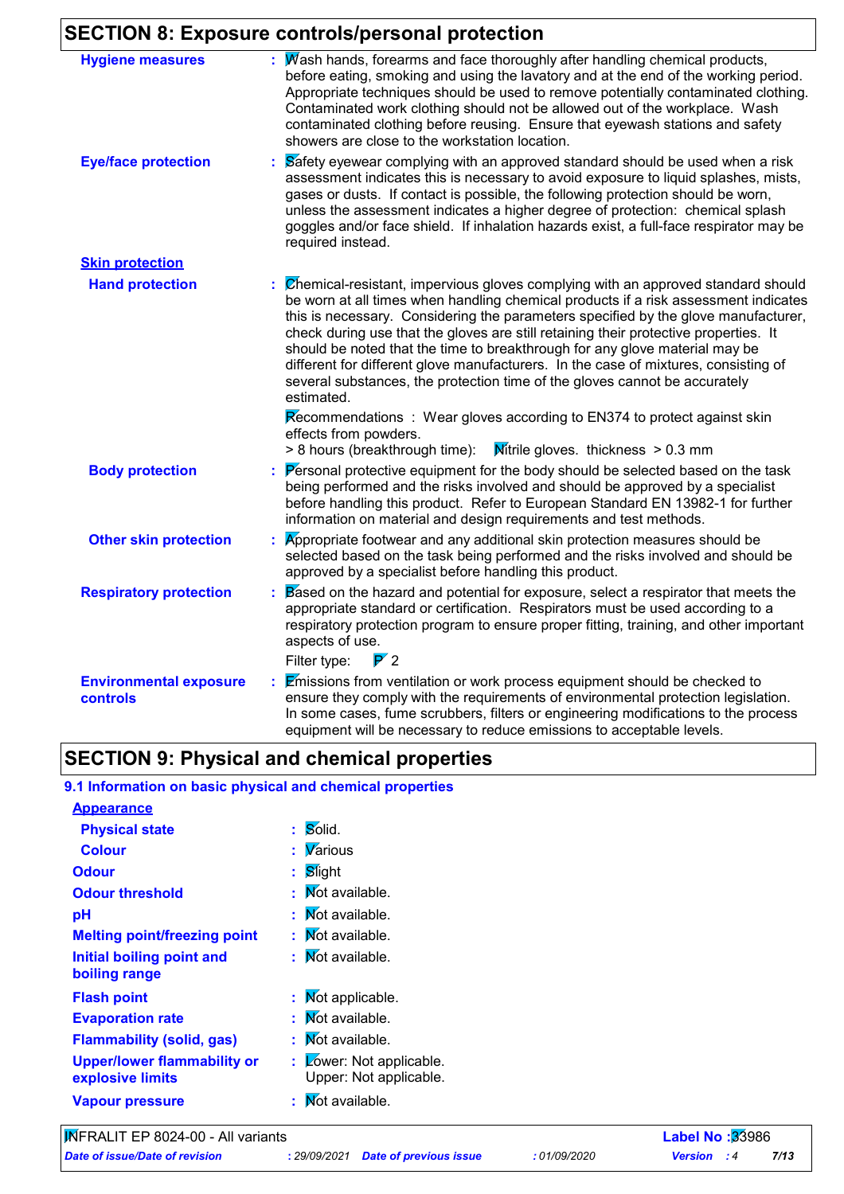## SECTION 8: Exposure controls/personal protection

**Hygiene measures** : Wash hands, forearms and face thoroughly after handling chemical products, before eating, smoking and using the lavatory and at the end of the working period. Appropriate techniques should be used to remove potentially contaminated clothing. Contaminated work clothing should not be allowed out of the workplace. Wash contaminated clothing before reusing. Ensure that eyewash stations and safety showers are close to the workstation location.

**Eye/face protection** : Safety eyewear complying with an approved standard should be used when a risk assessment indicates this is necessary to avoid exposure to liquid splashes, mists, gases or dusts. If contact is possible, the following protection should be worn, unless the assessment indicates a higher degree of protection: chemical splash goggles and/or face shield. If inhalation hazards exist, a full-face respirator may be required instead.

**Skin protection**

**Hand protection** : Chemical-resistant, impervious gloves complying with an approved standard should be worn at all times when handling chemical products if a risk assessment indicates this is necessary. Considering the parameters specified by the glove manufacturer, check during use that the gloves are still retaining their protective properties. It should be noted that the time to breakthrough for any glove material may be different for different glove manufacturers. In the case of mixtures, consisting of several substances, the protection time of the gloves cannot be accurately estimated.

Recommendations : Wear gloves according to EN374 to protect against skin effects from powders.
> 8 hours (breakthrough time): Nitrile gloves. thickness > 0.3 mm

**Body protection** : Personal protective equipment for the body should be selected based on the task being performed and the risks involved and should be approved by a specialist before handling this product. Refer to European Standard EN 13982-1 for further information on material and design requirements and test methods.

**Other skin protection** : Appropriate footwear and any additional skin protection measures should be selected based on the task being performed and the risks involved and should be approved by a specialist before handling this product.

**Respiratory protection** : Based on the hazard and potential for exposure, select a respirator that meets the appropriate standard or certification. Respirators must be used according to a respiratory protection program to ensure proper fitting, training, and other important aspects of use.

Filter type: P 2

**Environmental exposure controls** : Emissions from ventilation or work process equipment should be checked to ensure they comply with the requirements of environmental protection legislation. In some cases, fume scrubbers, filters or engineering modifications to the process equipment will be necessary to reduce emissions to acceptable levels.

## SECTION 9: Physical and chemical properties

### 9.1 Information on basic physical and chemical properties

**Appearance**

| Property | Value |
|---|---|
| Physical state | Solid. |
| Colour | Various |
| Odour | Slight |
| Odour threshold | Not available. |
| pH | Not available. |
| Melting point/freezing point | Not available. |
| Initial boiling point and boiling range | Not available. |
| Flash point | Not applicable. |
| Evaporation rate | Not available. |
| Flammability (solid, gas) | Not available. |
| Upper/lower flammability or explosive limits | Lower: Not applicable.<br>Upper: Not applicable. |
| Vapour pressure | Not available. |

INFRALIT EP 8024-00 - All variants — Label No : 33986

Date of issue/Date of revision : 29/09/2021 — Date of previous issue : 01/09/2020 — Version : 4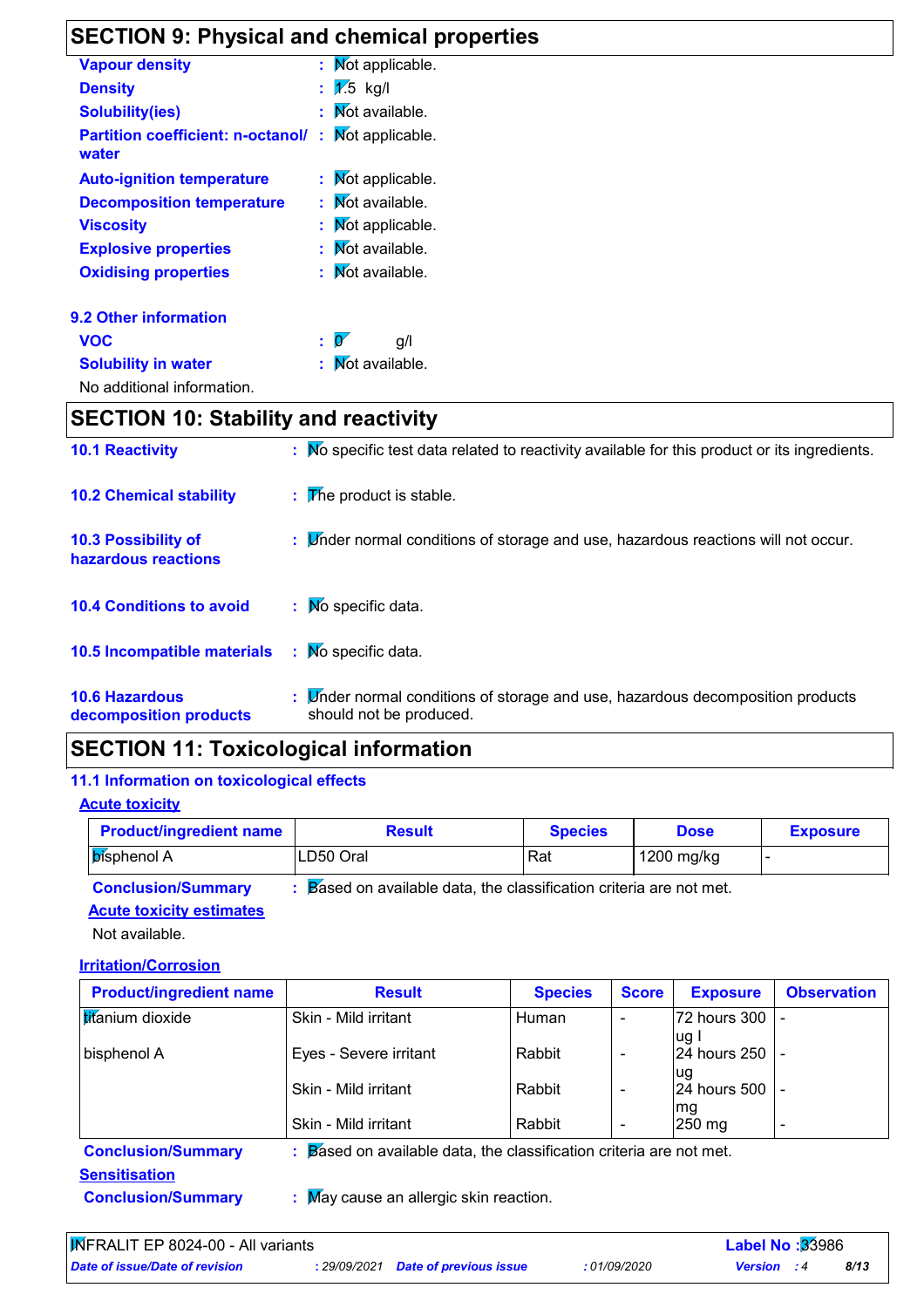## SECTION 9: Physical and chemical properties

**Vapour density** : Not applicable.

**Density** : 1.5 kg/l

**Solubility(ies)** : Not available.

**Partition coefficient: n-octanol/ water** : Not applicable.

**Auto-ignition temperature** : Not applicable.

**Decomposition temperature** : Not available.

**Viscosity** : Not applicable.

**Explosive properties** : Not available.

**Oxidising properties** : Not available.

### 9.2 Other information

**VOC** : 0 g/l

**Solubility in water** : Not available.

No additional information.

## SECTION 10: Stability and reactivity

**10.1 Reactivity** : No specific test data related to reactivity available for this product or its ingredients.

**10.2 Chemical stability** : The product is stable.

**10.3 Possibility of hazardous reactions** : Under normal conditions of storage and use, hazardous reactions will not occur.

**10.4 Conditions to avoid** : No specific data.

**10.5 Incompatible materials** : No specific data.

**10.6 Hazardous decomposition products** : Under normal conditions of storage and use, hazardous decomposition products should not be produced.

## SECTION 11: Toxicological information

### 11.1 Information on toxicological effects

**Acute toxicity**

| Product/ingredient name | Result | Species | Dose | Exposure |
|---|---|---|---|---|
| bisphenol A | LD50 Oral | Rat | 1200 mg/kg | - |

**Conclusion/Summary** : Based on available data, the classification criteria are not met.

**Acute toxicity estimates**

Not available.

**Irritation/Corrosion**

| Product/ingredient name | Result | Species | Score | Exposure | Observation |
|---|---|---|---|---|---|
| titanium dioxide | Skin - Mild irritant | Human | - | 72 hours 300 ug I | - |
| bisphenol A | Eyes - Severe irritant | Rabbit | - | 24 hours 250 ug | - |
| | Skin - Mild irritant | Rabbit | - | 24 hours 500 mg | - |
| | Skin - Mild irritant | Rabbit | - | 250 mg | - |

**Conclusion/Summary** : Based on available data, the classification criteria are not met.

**Sensitisation**

**Conclusion/Summary** : May cause an allergic skin reaction.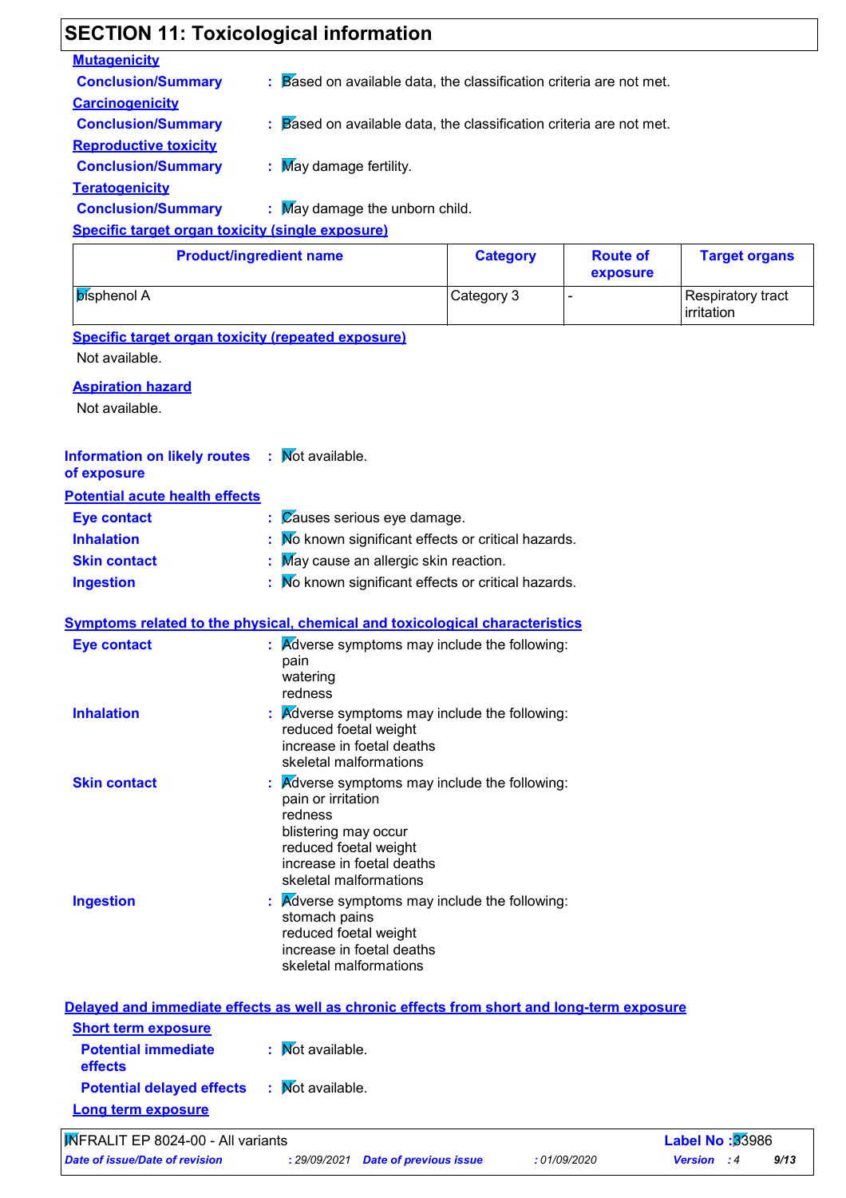## SECTION 11: Toxicological information

**Mutagenicity**

**Conclusion/Summary** : Based on available data, the classification criteria are not met.

**Carcinogenicity**

**Conclusion/Summary** : Based on available data, the classification criteria are not met.

**Reproductive toxicity**

**Conclusion/Summary** : May damage fertility.

**Teratogenicity**

**Conclusion/Summary** : May damage the unborn child.

**Specific target organ toxicity (single exposure)**

| Product/ingredient name | Category | Route of exposure | Target organs |
|---|---|---|---|
| bisphenol A | Category 3 | - | Respiratory tract irritation |

**Specific target organ toxicity (repeated exposure)**

Not available.

**Aspiration hazard**

Not available.

**Information on likely routes of exposure** : Not available.

**Potential acute health effects**

**Eye contact** : Causes serious eye damage.

**Inhalation** : No known significant effects or critical hazards.

**Skin contact** : May cause an allergic skin reaction.

**Ingestion** : No known significant effects or critical hazards.

**Symptoms related to the physical, chemical and toxicological characteristics**

**Eye contact** : Adverse symptoms may include the following:
pain
watering
redness

**Inhalation** : Adverse symptoms may include the following:
reduced foetal weight
increase in foetal deaths
skeletal malformations

**Skin contact** : Adverse symptoms may include the following:
pain or irritation
redness
blistering may occur
reduced foetal weight
increase in foetal deaths
skeletal malformations

**Ingestion** : Adverse symptoms may include the following:
stomach pains
reduced foetal weight
increase in foetal deaths
skeletal malformations

**Delayed and immediate effects as well as chronic effects from short and long-term exposure**

**Short term exposure**

**Potential immediate effects** : Not available.

**Potential delayed effects** : Not available.

**Long term exposure**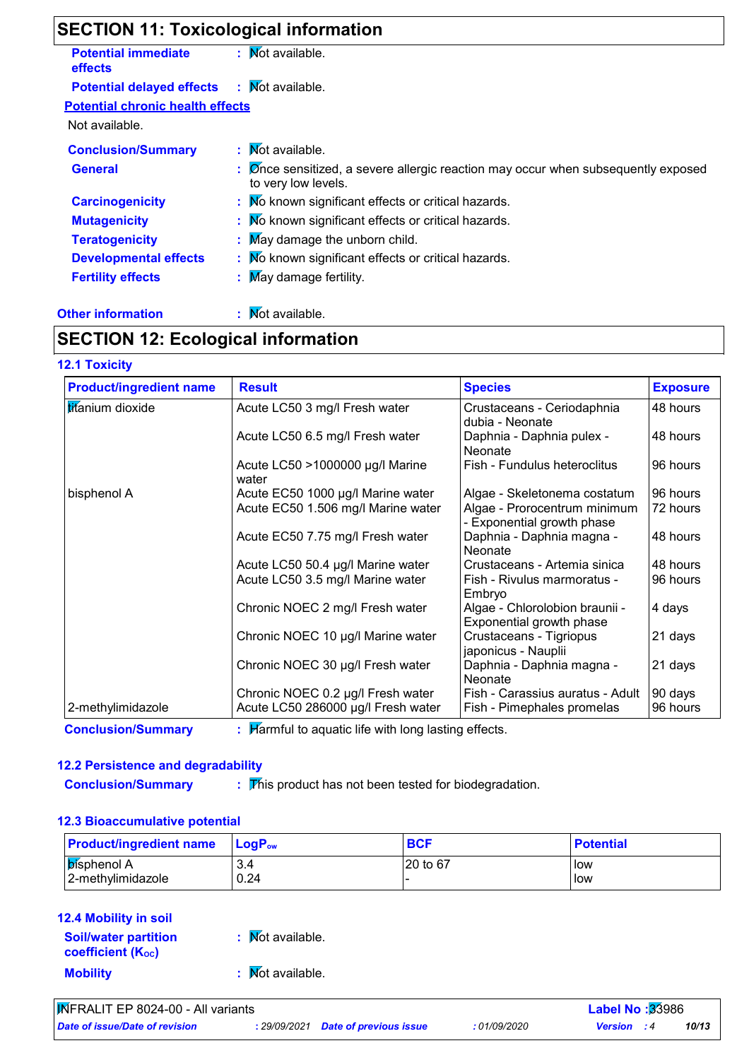## SECTION 11: Toxicological information

**Potential immediate effects** : Not available.

**Potential delayed effects** : Not available.

**Potential chronic health effects**

Not available.

**Conclusion/Summary** : Not available.

**General** : Once sensitized, a severe allergic reaction may occur when subsequently exposed to very low levels.

**Carcinogenicity** : No known significant effects or critical hazards.

**Mutagenicity** : No known significant effects or critical hazards.

**Teratogenicity** : May damage the unborn child.

**Developmental effects** : No known significant effects or critical hazards.

**Fertility effects** : May damage fertility.

**Other information** : Not available.

## SECTION 12: Ecological information

### 12.1 Toxicity

| Product/ingredient name | Result | Species | Exposure |
|---|---|---|---|
| titanium dioxide | Acute LC50 3 mg/l Fresh water | Crustaceans - Ceriodaphnia dubia - Neonate | 48 hours |
| | Acute LC50 6.5 mg/l Fresh water | Daphnia - Daphnia pulex - Neonate | 48 hours |
| | Acute LC50 >1000000 µg/l Marine water | Fish - Fundulus heteroclitus | 96 hours |
| bisphenol A | Acute EC50 1000 µg/l Marine water | Algae - Skeletonema costatum | 96 hours |
| | Acute EC50 1.506 mg/l Marine water | Algae - Prorocentrum minimum - Exponential growth phase | 72 hours |
| | Acute EC50 7.75 mg/l Fresh water | Daphnia - Daphnia magna - Neonate | 48 hours |
| | Acute LC50 50.4 µg/l Marine water | Crustaceans - Artemia sinica | 48 hours |
| | Acute LC50 3.5 mg/l Marine water | Fish - Rivulus marmoratus - Embryo | 96 hours |
| | Chronic NOEC 2 mg/l Fresh water | Algae - Chlorolobion braunii - Exponential growth phase | 4 days |
| | Chronic NOEC 10 µg/l Marine water | Crustaceans - Tigriopus japonicus - Nauplii | 21 days |
| | Chronic NOEC 30 µg/l Fresh water | Daphnia - Daphnia magna - Neonate | 21 days |
| | Chronic NOEC 0.2 µg/l Fresh water | Fish - Carassius auratus - Adult | 90 days |
| 2-methylimidazole | Acute LC50 286000 µg/l Fresh water | Fish - Pimephales promelas | 96 hours |

**Conclusion/Summary** : Harmful to aquatic life with long lasting effects.

### 12.2 Persistence and degradability

**Conclusion/Summary** : This product has not been tested for biodegradation.

### 12.3 Bioaccumulative potential

| Product/ingredient name | $LogP_{ow}$ | BCF | Potential |
|---|---|---|---|
| bisphenol A | 3.4 | 20 to 67 | low |
| 2-methylimidazole | 0.24 | - | low |

### 12.4 Mobility in soil

**Soil/water partition coefficient ($K_{OC}$)** : Not available.

**Mobility** : Not available.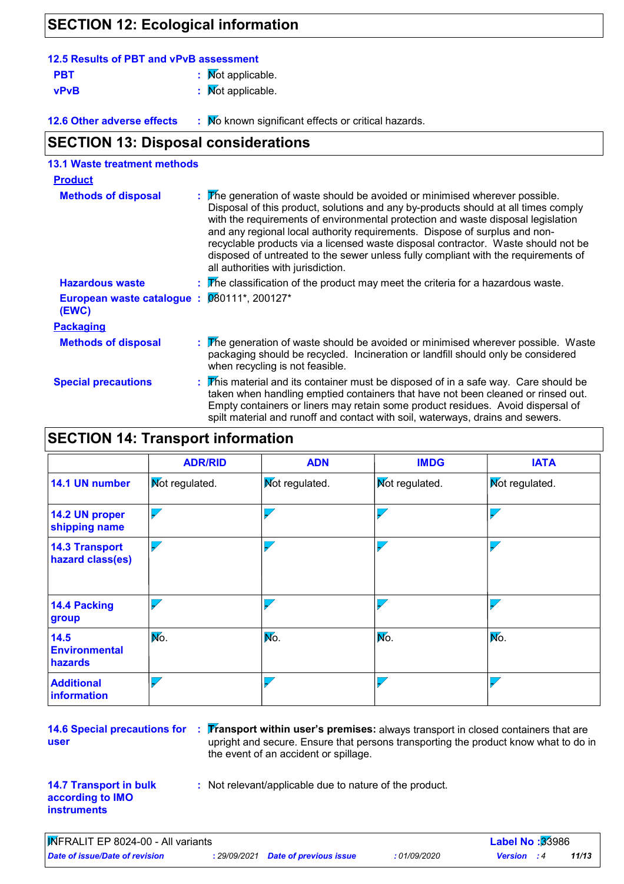## SECTION 12: Ecological information

### 12.5 Results of PBT and vPvB assessment

**PBT** : Not applicable.

**vPvB** : Not applicable.

**12.6 Other adverse effects** : No known significant effects or critical hazards.

## SECTION 13: Disposal considerations

### 13.1 Waste treatment methods

**Product**

**Methods of disposal** : The generation of waste should be avoided or minimised wherever possible. Disposal of this product, solutions and any by-products should at all times comply with the requirements of environmental protection and waste disposal legislation and any regional local authority requirements. Dispose of surplus and non-recyclable products via a licensed waste disposal contractor. Waste should not be disposed of untreated to the sewer unless fully compliant with the requirements of all authorities with jurisdiction.

**Hazardous waste** : The classification of the product may meet the criteria for a hazardous waste.

**European waste catalogue (EWC)** : 080111*, 200127*

**Packaging**

**Methods of disposal** : The generation of waste should be avoided or minimised wherever possible. Waste packaging should be recycled. Incineration or landfill should only be considered when recycling is not feasible.

**Special precautions** : This material and its container must be disposed of in a safe way. Care should be taken when handling emptied containers that have not been cleaned or rinsed out. Empty containers or liners may retain some product residues. Avoid dispersal of spilt material and runoff and contact with soil, waterways, drains and sewers.

## SECTION 14: Transport information

| | ADR/RID | ADN | IMDG | IATA |
|---|---|---|---|---|
| **14.1 UN number** | Not regulated. | Not regulated. | Not regulated. | Not regulated. |
| **14.2 UN proper shipping name** | - | - | - | - |
| **14.3 Transport hazard class(es)** | - | - | - | - |
| **14.4 Packing group** | - | - | - | - |
| **14.5 Environmental hazards** | No. | No. | No. | No. |
| **Additional information** | - | - | - | - |

**14.6 Special precautions for user** : **Transport within user's premises:** always transport in closed containers that are upright and secure. Ensure that persons transporting the product know what to do in the event of an accident or spillage.

**14.7 Transport in bulk according to IMO instruments** : Not relevant/applicable due to nature of the product.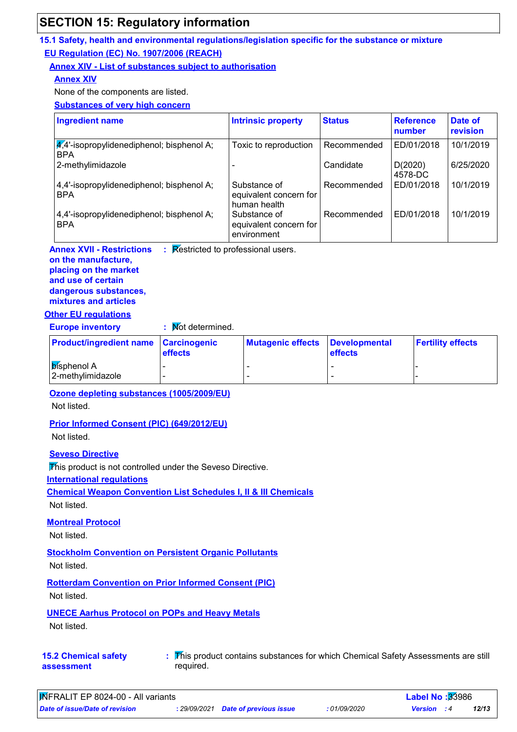## SECTION 15: Regulatory information

### 15.1 Safety, health and environmental regulations/legislation specific for the substance or mixture

**EU Regulation (EC) No. 1907/2006 (REACH)**

**Annex XIV - List of substances subject to authorisation**

**Annex XIV**

None of the components are listed.

**Substances of very high concern**

| Ingredient name | Intrinsic property | Status | Reference number | Date of revision |
|---|---|---|---|---|
| 4,4'-isopropylidenediphenol; bisphenol A; BPA | Toxic to reproduction | Recommended | ED/01/2018 | 10/1/2019 |
| 2-methylimidazole | - | Candidate | D(2020) 4578-DC | 6/25/2020 |
| 4,4'-isopropylidenediphenol; bisphenol A; BPA | Substance of equivalent concern for human health | Recommended | ED/01/2018 | 10/1/2019 |
| 4,4'-isopropylidenediphenol; bisphenol A; BPA | Substance of equivalent concern for environment | Recommended | ED/01/2018 | 10/1/2019 |

**Annex XVII - Restrictions on the manufacture, placing on the market and use of certain dangerous substances, mixtures and articles** : Restricted to professional users.

**Other EU regulations**

**Europe inventory** : Not determined.

| Product/ingredient name | Carcinogenic effects | Mutagenic effects | Developmental effects | Fertility effects |
|---|---|---|---|---|
| bisphenol A | - | - | - | - |
| 2-methylimidazole | - | - | - | - |

**Ozone depleting substances (1005/2009/EU)**

Not listed.

**Prior Informed Consent (PIC) (649/2012/EU)**

Not listed.

**Seveso Directive**

This product is not controlled under the Seveso Directive.

**International regulations**

**Chemical Weapon Convention List Schedules I, II & III Chemicals**

Not listed.

**Montreal Protocol**

Not listed.

**Stockholm Convention on Persistent Organic Pollutants**

Not listed.

**Rotterdam Convention on Prior Informed Consent (PIC)**

Not listed.

**UNECE Aarhus Protocol on POPs and Heavy Metals**

Not listed.

**15.2 Chemical safety assessment** : This product contains substances for which Chemical Safety Assessments are still required.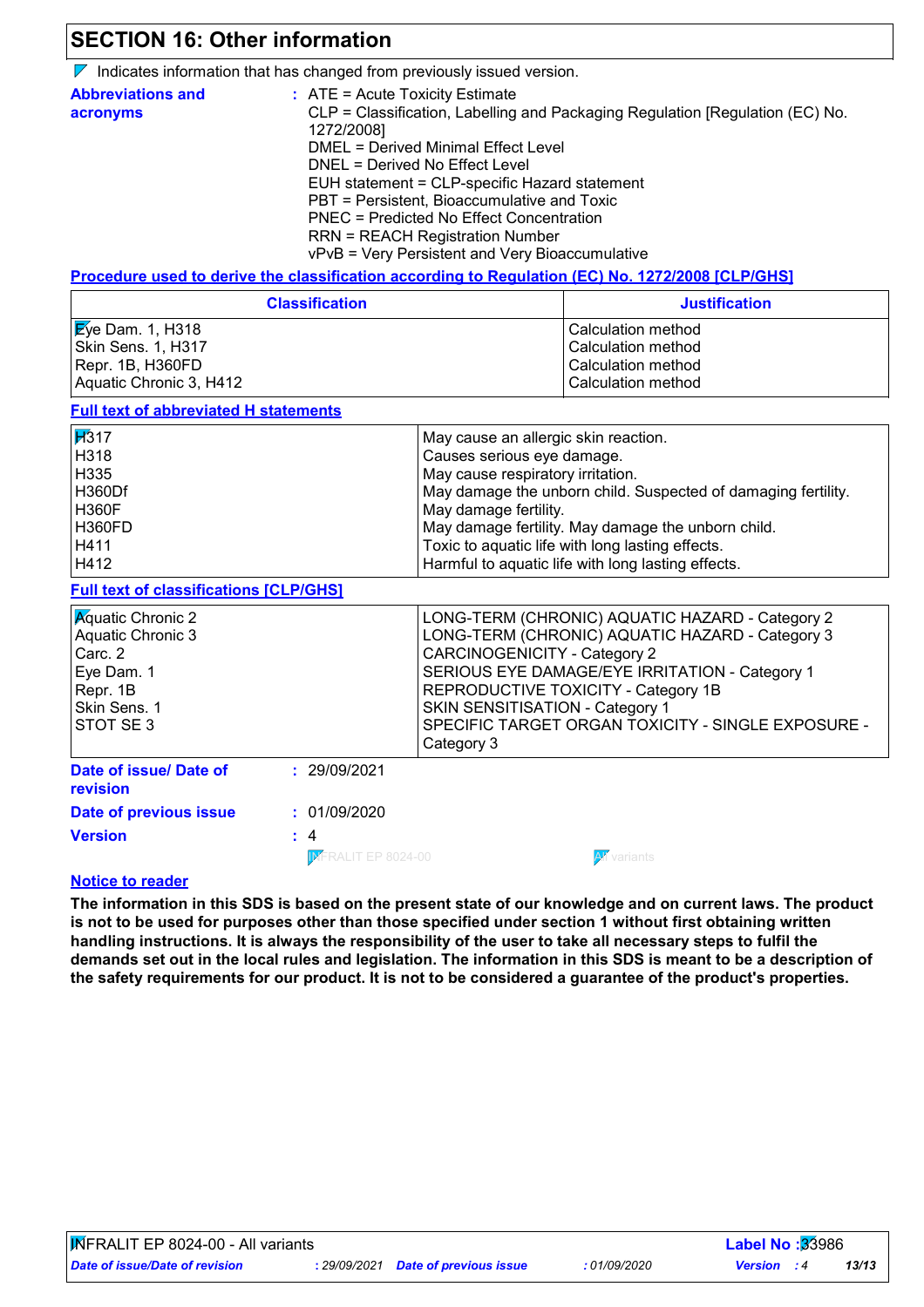## SECTION 16: Other information

Indicates information that has changed from previously issued version.

**Abbreviations and acronyms** : ATE = Acute Toxicity Estimate
CLP = Classification, Labelling and Packaging Regulation [Regulation (EC) No. 1272/2008]
DMEL = Derived Minimal Effect Level
DNEL = Derived No Effect Level
EUH statement = CLP-specific Hazard statement
PBT = Persistent, Bioaccumulative and Toxic
PNEC = Predicted No Effect Concentration
RRN = REACH Registration Number
vPvB = Very Persistent and Very Bioaccumulative

**Procedure used to derive the classification according to Regulation (EC) No. 1272/2008 [CLP/GHS]**

| Classification | Justification |
|---|---|
| Eye Dam. 1, H318 | Calculation method |
| Skin Sens. 1, H317 | Calculation method |
| Repr. 1B, H360FD | Calculation method |
| Aquatic Chronic 3, H412 | Calculation method |

**Full text of abbreviated H statements**

| | |
|---|---|
| H317 | May cause an allergic skin reaction. |
| H318 | Causes serious eye damage. |
| H335 | May cause respiratory irritation. |
| H360Df | May damage the unborn child. Suspected of damaging fertility. |
| H360F | May damage fertility. |
| H360FD | May damage fertility. May damage the unborn child. |
| H411 | Toxic to aquatic life with long lasting effects. |
| H412 | Harmful to aquatic life with long lasting effects. |

**Full text of classifications [CLP/GHS]**

| | |
|---|---|
| Aquatic Chronic 2 | LONG-TERM (CHRONIC) AQUATIC HAZARD - Category 2 |
| Aquatic Chronic 3 | LONG-TERM (CHRONIC) AQUATIC HAZARD - Category 3 |
| Carc. 2 | CARCINOGENICITY - Category 2 |
| Eye Dam. 1 | SERIOUS EYE DAMAGE/EYE IRRITATION - Category 1 |
| Repr. 1B | REPRODUCTIVE TOXICITY - Category 1B |
| Skin Sens. 1 | SKIN SENSITISATION - Category 1 |
| STOT SE 3 | SPECIFIC TARGET ORGAN TOXICITY - SINGLE EXPOSURE - Category 3 |

**Date of issue/ Date of revision** : 29/09/2021

**Date of previous issue** : 01/09/2020

**Version** : 4

INFRALIT EP 8024-00 All variants

**Notice to reader**

**The information in this SDS is based on the present state of our knowledge and on current laws. The product is not to be used for purposes other than those specified under section 1 without first obtaining written handling instructions. It is always the responsibility of the user to take all necessary steps to fulfil the demands set out in the local rules and legislation. The information in this SDS is meant to be a description of the safety requirements for our product. It is not to be considered a guarantee of the product's properties.**